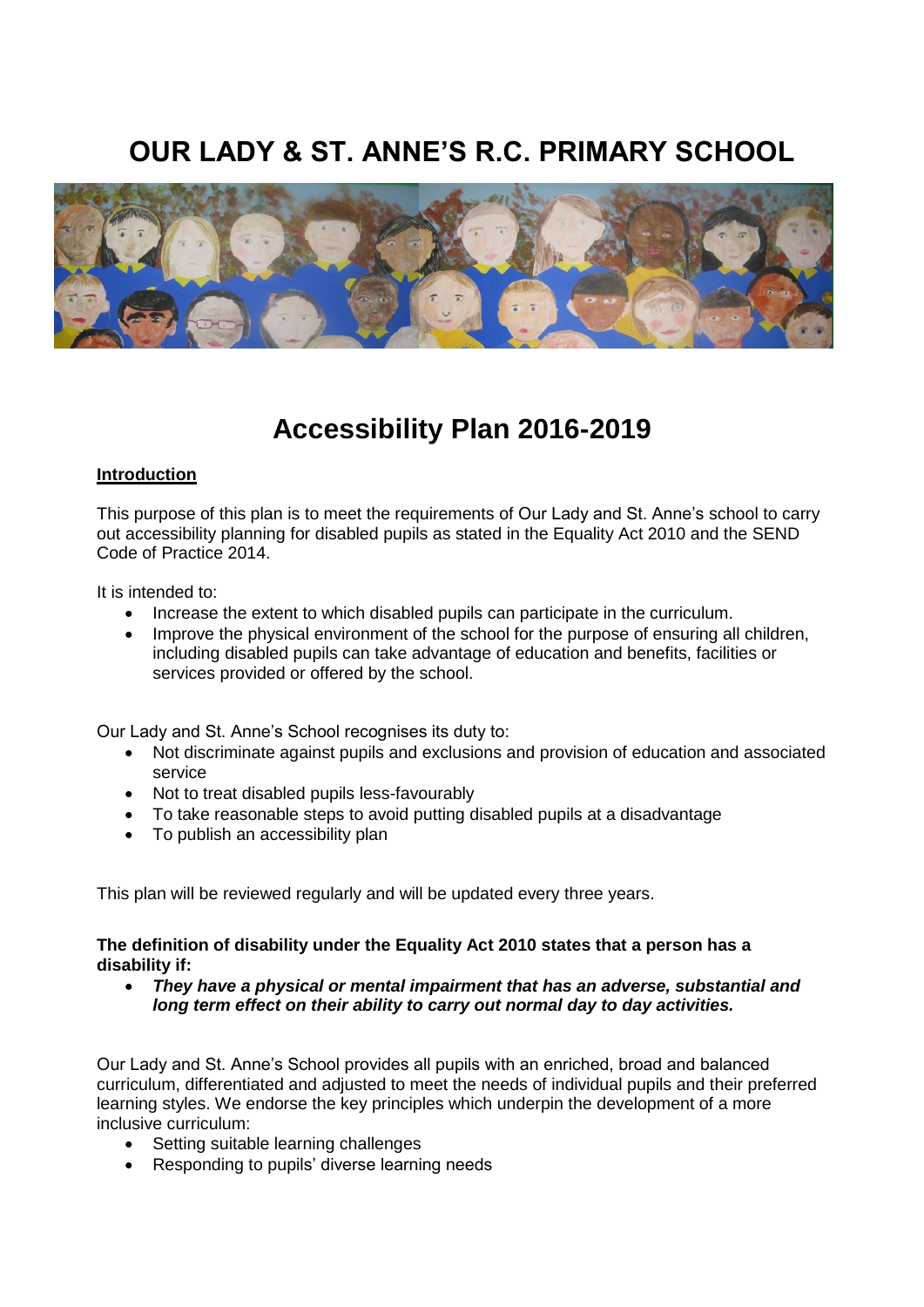# OUR LADY & ST. ANNE'S R.C. PRIMARY SCHOOL

# Accessibility Plan 2016-2019

**Introduction**

This purpose of this plan is to meet the requirements of Our Lady and St. Anne's school to carry out accessibility planning for disabled pupils as stated in the Equality Act 2010 and the SEND Code of Practice 2014.

It is intended to:

- Increase the extent to which disabled pupils can participate in the curriculum.
- Improve the physical environment of the school for the purpose of ensuring all children, including disabled pupils can take advantage of education and benefits, facilities or services provided or offered by the school.

Our Lady and St. Anne's School recognises its duty to:

- Not discriminate against pupils and exclusions and provision of education and associated service
- Not to treat disabled pupils less-favourably
- To take reasonable steps to avoid putting disabled pupils at a disadvantage
- To publish an accessibility plan

This plan will be reviewed regularly and will be updated every three years.

**The definition of disability under the Equality Act 2010 states that a person has a disability if:**

- ***They have a physical or mental impairment that has an adverse, substantial and long term effect on their ability to carry out normal day to day activities.***

Our Lady and St. Anne's School provides all pupils with an enriched, broad and balanced curriculum, differentiated and adjusted to meet the needs of individual pupils and their preferred learning styles. We endorse the key principles which underpin the development of a more inclusive curriculum:

- Setting suitable learning challenges
- Responding to pupils' diverse learning needs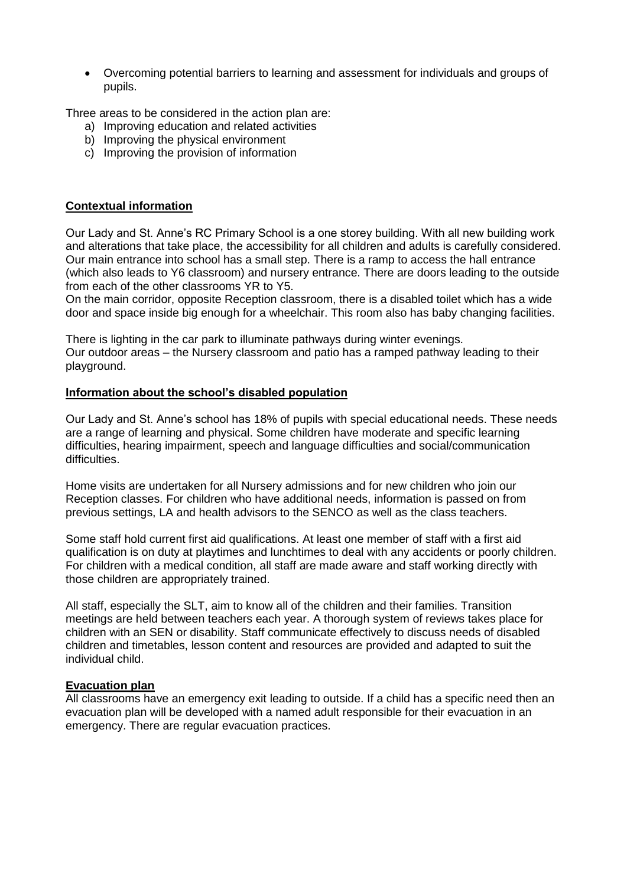- Overcoming potential barriers to learning and assessment for individuals and groups of pupils.

Three areas to be considered in the action plan are:

a) Improving education and related activities
b) Improving the physical environment
c) Improving the provision of information

## Contextual information

Our Lady and St. Anne's RC Primary School is a one storey building. With all new building work and alterations that take place, the accessibility for all children and adults is carefully considered. Our main entrance into school has a small step. There is a ramp to access the hall entrance (which also leads to Y6 classroom) and nursery entrance. There are doors leading to the outside from each of the other classrooms YR to Y5.

On the main corridor, opposite Reception classroom, there is a disabled toilet which has a wide door and space inside big enough for a wheelchair. This room also has baby changing facilities.

There is lighting in the car park to illuminate pathways during winter evenings.
Our outdoor areas – the Nursery classroom and patio has a ramped pathway leading to their playground.

## Information about the school's disabled population

Our Lady and St. Anne's school has 18% of pupils with special educational needs. These needs are a range of learning and physical. Some children have moderate and specific learning difficulties, hearing impairment, speech and language difficulties and social/communication difficulties.

Home visits are undertaken for all Nursery admissions and for new children who join our Reception classes. For children who have additional needs, information is passed on from previous settings, LA and health advisors to the SENCO as well as the class teachers.

Some staff hold current first aid qualifications. At least one member of staff with a first aid qualification is on duty at playtimes and lunchtimes to deal with any accidents or poorly children. For children with a medical condition, all staff are made aware and staff working directly with those children are appropriately trained.

All staff, especially the SLT, aim to know all of the children and their families. Transition meetings are held between teachers each year. A thorough system of reviews takes place for children with an SEN or disability. Staff communicate effectively to discuss needs of disabled children and timetables, lesson content and resources are provided and adapted to suit the individual child.

## Evacuation plan

All classrooms have an emergency exit leading to outside. If a child has a specific need then an evacuation plan will be developed with a named adult responsible for their evacuation in an emergency. There are regular evacuation practices.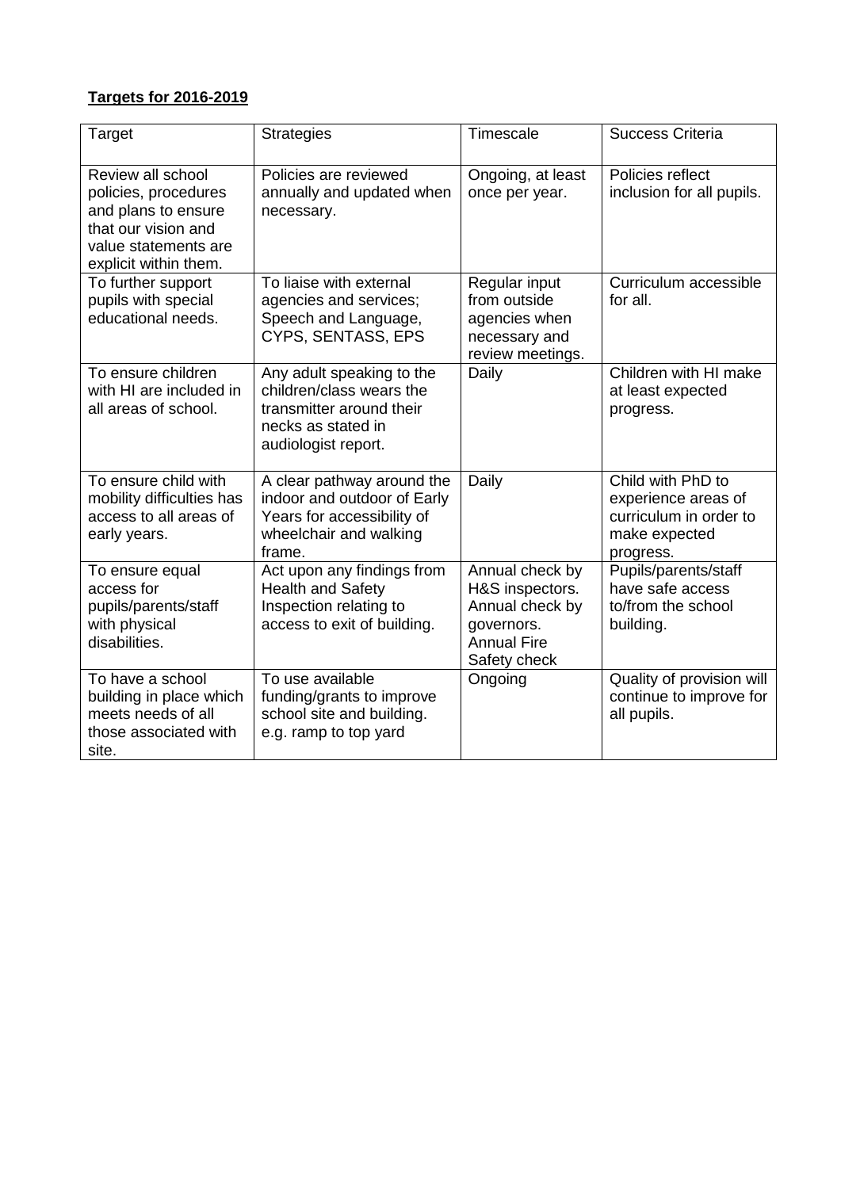**Targets for 2016-2019**

| Target | Strategies | Timescale | Success Criteria |
|---|---|---|---|
| Review all school policies, procedures and plans to ensure that our vision and value statements are explicit within them. | Policies are reviewed annually and updated when necessary. | Ongoing, at least once per year. | Policies reflect inclusion for all pupils. |
| To further support pupils with special educational needs. | To liaise with external agencies and services; Speech and Language, CYPS, SENTASS, EPS | Regular input from outside agencies when necessary and review meetings. | Curriculum accessible for all. |
| To ensure children with HI are included in all areas of school. | Any adult speaking to the children/class wears the transmitter around their necks as stated in audiologist report. | Daily | Children with HI make at least expected progress. |
| To ensure child with mobility difficulties has access to all areas of early years. | A clear pathway around the indoor and outdoor of Early Years for accessibility of wheelchair and walking frame. | Daily | Child with PhD to experience areas of curriculum in order to make expected progress. |
| To ensure equal access for pupils/parents/staff with physical disabilities. | Act upon any findings from Health and Safety Inspection relating to access to exit of building. | Annual check by H&S inspectors. Annual check by governors. Annual Fire Safety check | Pupils/parents/staff have safe access to/from the school building. |
| To have a school building in place which meets needs of all those associated with site. | To use available funding/grants to improve school site and building. e.g. ramp to top yard | Ongoing | Quality of provision will continue to improve for all pupils. |